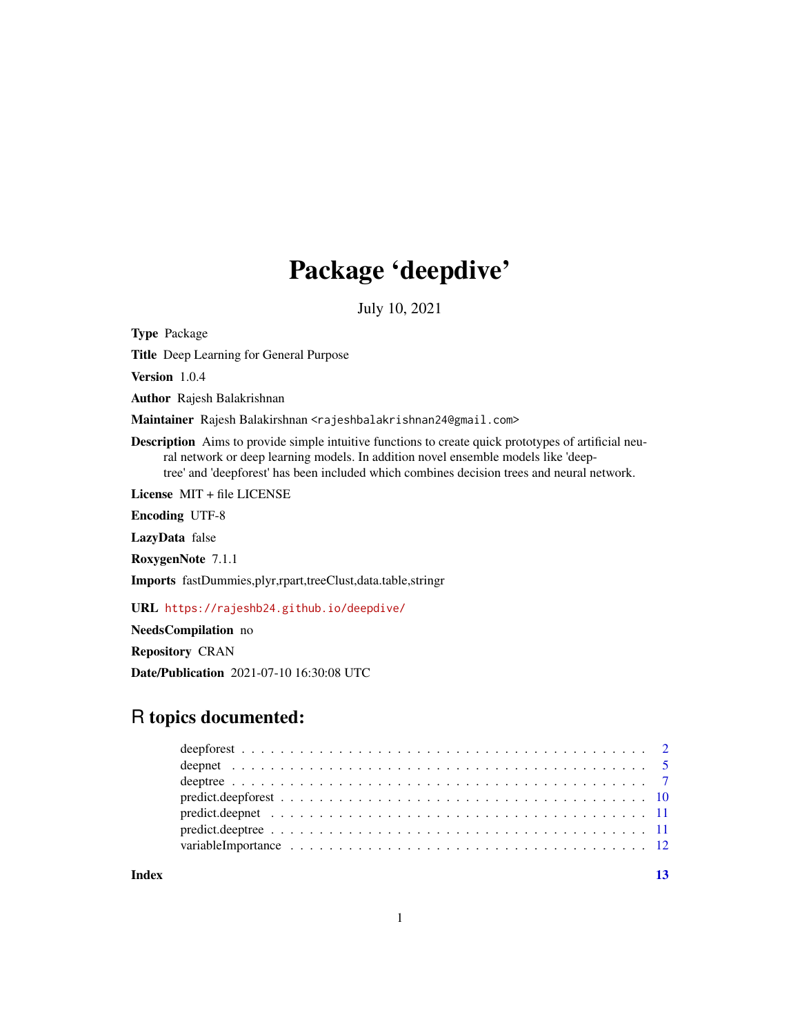# Package 'deepdive'

July 10, 2021

**Type** Package

**Title** Deep Learning for General Purpose

**Version** 1.0.4

**Author** Rajesh Balakrishnan

**Maintainer** Rajesh Balakirshnan <rajeshbalakrishnan24@gmail.com>

**Description** Aims to provide simple intuitive functions to create quick prototypes of artificial neural network or deep learning models. In addition novel ensemble models like 'deeptree' and 'deepforest' has been included which combines decision trees and neural network.

**License** MIT + file LICENSE

**Encoding** UTF-8

**LazyData** false

**RoxygenNote** 7.1.1

**Imports** fastDummies,plyr,rpart,treeClust,data.table,stringr

**URL** https://rajeshb24.github.io/deepdive/

**NeedsCompilation** no

**Repository** CRAN

**Date/Publication** 2021-07-10 16:30:08 UTC

## R topics documented:

- deepforest . . . . . . . . . . . . . . . . . . . . . . . . . . . . . . . . . . . . . . . . 2
- deepnet . . . . . . . . . . . . . . . . . . . . . . . . . . . . . . . . . . . . . . . . 5
- deeptree . . . . . . . . . . . . . . . . . . . . . . . . . . . . . . . . . . . . . . . . 7
- predict.deepforest . . . . . . . . . . . . . . . . . . . . . . . . . . . . . . . . . . . 10
- predict.deepnet . . . . . . . . . . . . . . . . . . . . . . . . . . . . . . . . . . . . 11
- predict.deeptree . . . . . . . . . . . . . . . . . . . . . . . . . . . . . . . . . . . . 11
- variableImportance . . . . . . . . . . . . . . . . . . . . . . . . . . . . . . . . . . 12

**Index** 13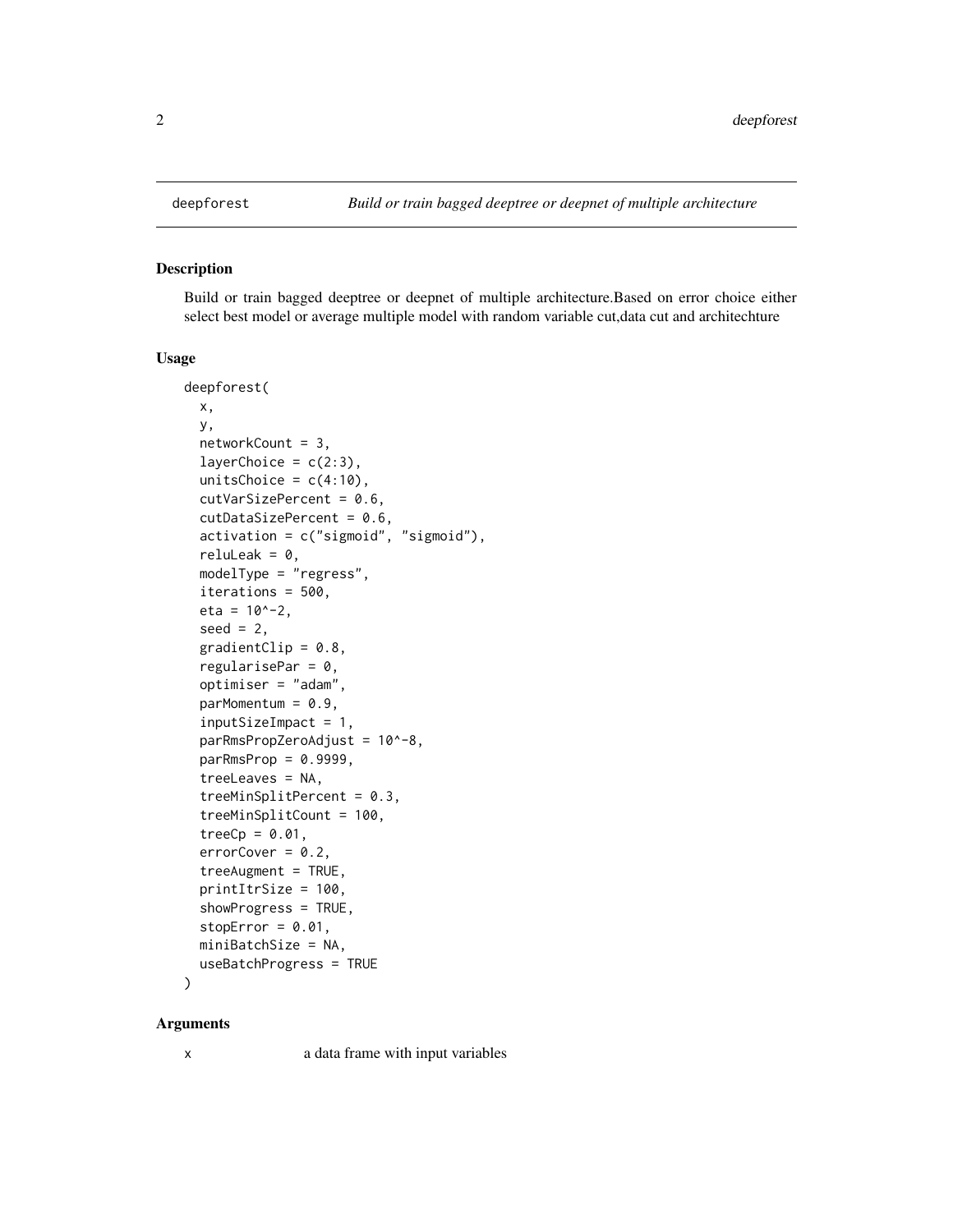## deepforest — *Build or train bagged deeptree or deepnet of multiple architecture*

### Description

Build or train bagged deeptree or deepnet of multiple architecture.Based on error choice either select best model or average multiple model with random variable cut,data cut and architechture

### Usage

```
deepforest(
  x,
  y,
  networkCount = 3,
  layerChoice = c(2:3),
  unitsChoice = c(4:10),
  cutVarSizePercent = 0.6,
  cutDataSizePercent = 0.6,
  activation = c("sigmoid", "sigmoid"),
  reluLeak = 0,
  modelType = "regress",
  iterations = 500,
  eta = 10^-2,
  seed = 2,
  gradientClip = 0.8,
  regularisePar = 0,
  optimiser = "adam",
  parMomentum = 0.9,
  inputSizeImpact = 1,
  parRmsPropZeroAdjust = 10^-8,
  parRmsProp = 0.9999,
  treeLeaves = NA,
  treeMinSplitPercent = 0.3,
  treeMinSplitCount = 100,
  treeCp = 0.01,
  errorCover = 0.2,
  treeAugment = TRUE,
  printItrSize = 100,
  showProgress = TRUE,
  stopError = 0.01,
  miniBatchSize = NA,
  useBatchProgress = TRUE
)
```

### Arguments

x     a data frame with input variables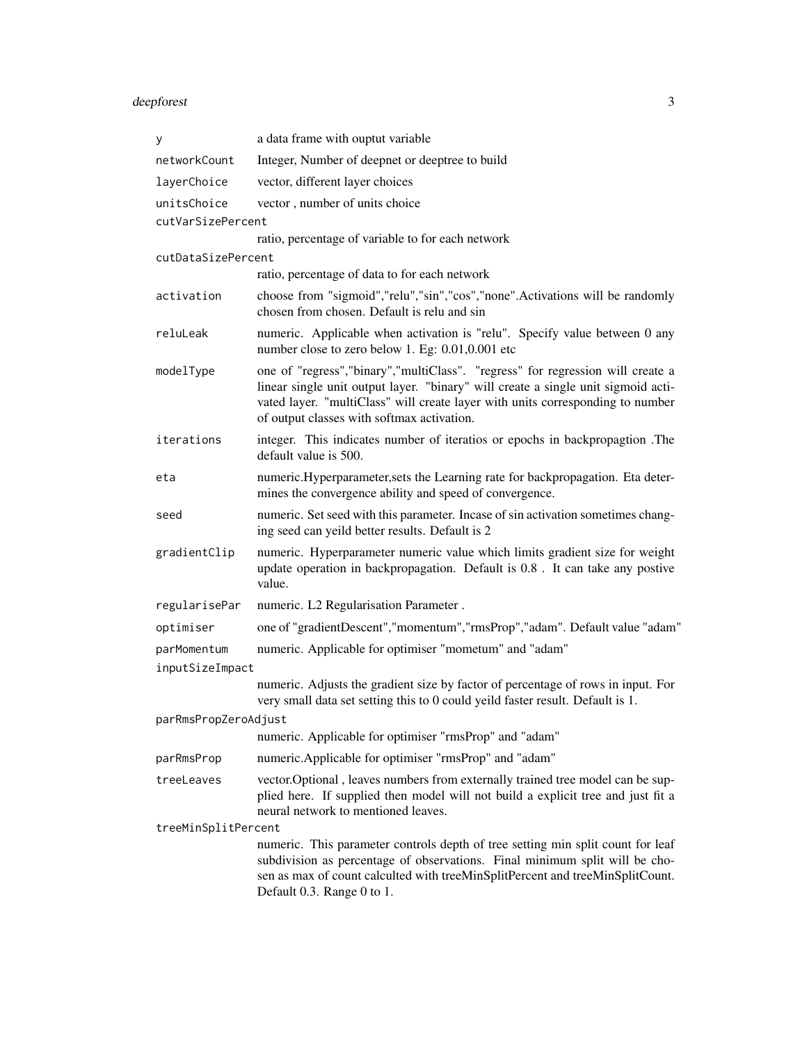| | |
|---|---|
| `y` | a data frame with ouptut variable |
| `networkCount` | Integer, Number of deepnet or deeptree to build |
| `layerChoice` | vector, different layer choices |
| `unitsChoice` | vector , number of units choice |
| `cutVarSizePercent` | ratio, percentage of variable to for each network |
| `cutDataSizePercent` | ratio, percentage of data to for each network |
| `activation` | choose from "sigmoid","relu","sin","cos","none".Activations will be randomly chosen from chosen. Default is relu and sin |
| `reluLeak` | numeric. Applicable when activation is "relu". Specify value between 0 any number close to zero below 1. Eg: 0.01,0.001 etc |
| `modelType` | one of "regress","binary","multiClass". "regress" for regression will create a linear single unit output layer. "binary" will create a single unit sigmoid activated layer. "multiClass" will create layer with units corresponding to number of output classes with softmax activation. |
| `iterations` | integer. This indicates number of iteratios or epochs in backpropagtion .The default value is 500. |
| `eta` | numeric.Hyperparameter,sets the Learning rate for backpropagation. Eta determines the convergence ability and speed of convergence. |
| `seed` | numeric. Set seed with this parameter. Incase of sin activation sometimes changing seed can yeild better results. Default is 2 |
| `gradientClip` | numeric. Hyperparameter numeric value which limits gradient size for weight update operation in backpropagation. Default is 0.8 . It can take any postive value. |
| `regularisePar` | numeric. L2 Regularisation Parameter . |
| `optimiser` | one of "gradientDescent","momentum","rmsProp","adam". Default value "adam" |
| `parMomentum` | numeric. Applicable for optimiser "mometum" and "adam" |
| `inputSizeImpact` | numeric. Adjusts the gradient size by factor of percentage of rows in input. For very small data set setting this to 0 could yeild faster result. Default is 1. |
| `parRmsPropZeroAdjust` | numeric. Applicable for optimiser "rmsProp" and "adam" |
| `parRmsProp` | numeric.Applicable for optimiser "rmsProp" and "adam" |
| `treeLeaves` | vector.Optional , leaves numbers from externally trained tree model can be supplied here. If supplied then model will not build a explicit tree and just fit a neural network to mentioned leaves. |
| `treeMinSplitPercent` | numeric. This parameter controls depth of tree setting min split count for leaf subdivision as percentage of observations. Final minimum split will be chosen as max of count calculted with treeMinSplitPercent and treeMinSplitCount. Default 0.3. Range 0 to 1. |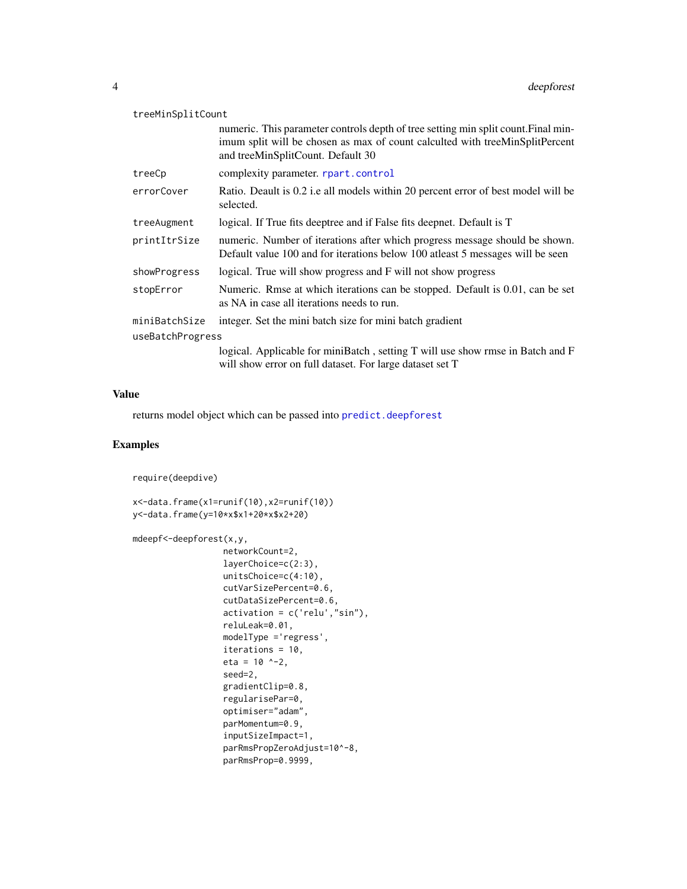| | |
|---|---|
| treeMinSplitCount | numeric. This parameter controls depth of tree setting min split count.Final minimum split will be chosen as max of count calculted with treeMinSplitPercent and treeMinSplitCount. Default 30 |
| treeCp | complexity parameter. rpart.control |
| errorCover | Ratio. Deault is 0.2 i.e all models within 20 percent error of best model will be selected. |
| treeAugment | logical. If True fits deeptree and if False fits deepnet. Default is T |
| printItrSize | numeric. Number of iterations after which progress message should be shown. Default value 100 and for iterations below 100 atleast 5 messages will be seen |
| showProgress | logical. True will show progress and F will not show progress |
| stopError | Numeric. Rmse at which iterations can be stopped. Default is 0.01, can be set as NA in case all iterations needs to run. |
| miniBatchSize | integer. Set the mini batch size for mini batch gradient |
| useBatchProgress | logical. Applicable for miniBatch , setting T will use show rmse in Batch and F will show error on full dataset. For large dataset set T |

## Value

returns model object which can be passed into predict.deepforest

## Examples

```
require(deepdive)

x<-data.frame(x1=runif(10),x2=runif(10))
y<-data.frame(y=10*x$x1+20*x$x2+20)

mdeepf<-deepforest(x,y,
                  networkCount=2,
                  layerChoice=c(2:3),
                  unitsChoice=c(4:10),
                  cutVarSizePercent=0.6,
                  cutDataSizePercent=0.6,
                  activation = c('relu',"sin"),
                  reluLeak=0.01,
                  modelType ='regress',
                  iterations = 10,
                  eta = 10 ^-2,
                  seed=2,
                  gradientClip=0.8,
                  regularisePar=0,
                  optimiser="adam",
                  parMomentum=0.9,
                  inputSizeImpact=1,
                  parRmsPropZeroAdjust=10^-8,
                  parRmsProp=0.9999,
```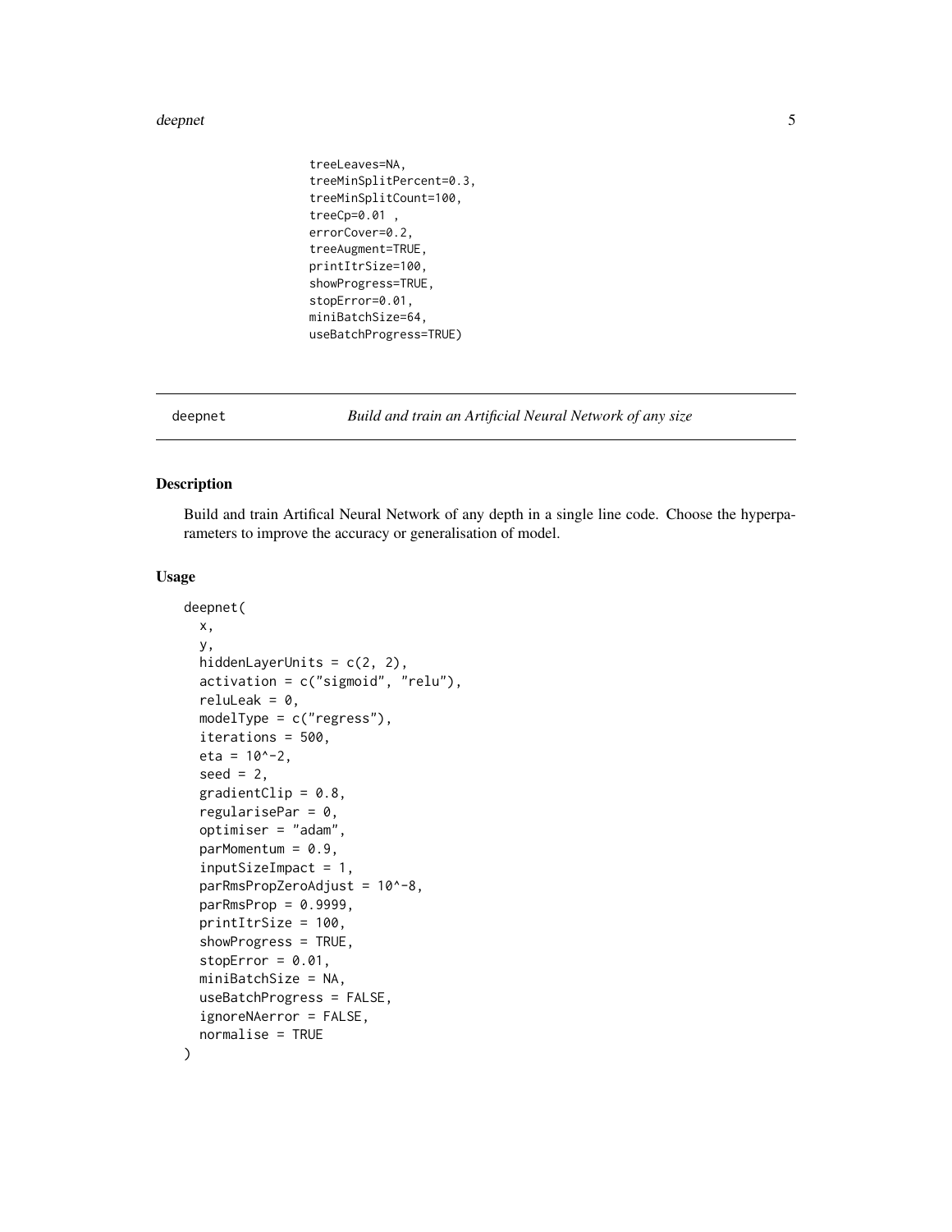```
                 treeLeaves=NA,
                 treeMinSplitPercent=0.3,
                 treeMinSplitCount=100,
                 treeCp=0.01 ,
                 errorCover=0.2,
                 treeAugment=TRUE,
                 printItrSize=100,
                 showProgress=TRUE,
                 stopError=0.01,
                 miniBatchSize=64,
                 useBatchProgress=TRUE)
```

---

deepnet &nbsp;&nbsp;&nbsp;&nbsp;&nbsp;&nbsp;&nbsp;&nbsp; *Build and train an Artificial Neural Network of any size*

---

### Description

Build and train Artifical Neural Network of any depth in a single line code. Choose the hyperparameters to improve the accuracy or generalisation of model.

### Usage

```
deepnet(
  x,
  y,
  hiddenLayerUnits = c(2, 2),
  activation = c("sigmoid", "relu"),
  reluLeak = 0,
  modelType = c("regress"),
  iterations = 500,
  eta = 10^-2,
  seed = 2,
  gradientClip = 0.8,
  regularisePar = 0,
  optimiser = "adam",
  parMomentum = 0.9,
  inputSizeImpact = 1,
  parRmsPropZeroAdjust = 10^-8,
  parRmsProp = 0.9999,
  printItrSize = 100,
  showProgress = TRUE,
  stopError = 0.01,
  miniBatchSize = NA,
  useBatchProgress = FALSE,
  ignoreNAerror = FALSE,
  normalise = TRUE
)
```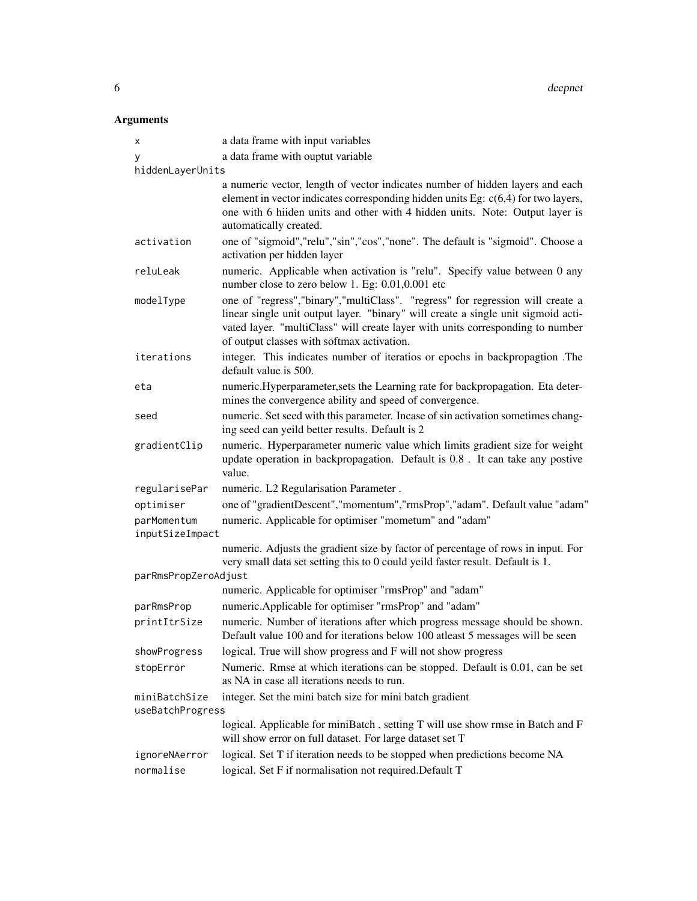## Arguments

| | |
|---|---|
| `x` | a data frame with input variables |
| `y` | a data frame with ouptut variable |
| `hiddenLayerUnits` | a numeric vector, length of vector indicates number of hidden layers and each element in vector indicates corresponding hidden units Eg: c(6,4) for two layers, one with 6 hiiden units and other with 4 hidden units. Note: Output layer is automatically created. |
| `activation` | one of "sigmoid","relu","sin","cos","none". The default is "sigmoid". Choose a activation per hidden layer |
| `reluLeak` | numeric. Applicable when activation is "relu". Specify value between 0 any number close to zero below 1. Eg: 0.01,0.001 etc |
| `modelType` | one of "regress","binary","multiClass". "regress" for regression will create a linear single unit output layer. "binary" will create a single unit sigmoid activated layer. "multiClass" will create layer with units corresponding to number of output classes with softmax activation. |
| `iterations` | integer. This indicates number of iteratios or epochs in backpropagtion .The default value is 500. |
| `eta` | numeric.Hyperparameter,sets the Learning rate for backpropagation. Eta determines the convergence ability and speed of convergence. |
| `seed` | numeric. Set seed with this parameter. Incase of sin activation sometimes changing seed can yeild better results. Default is 2 |
| `gradientClip` | numeric. Hyperparameter numeric value which limits gradient size for weight update operation in backpropagation. Default is 0.8 . It can take any postive value. |
| `regularisePar` | numeric. L2 Regularisation Parameter . |
| `optimiser` | one of "gradientDescent","momentum","rmsProp","adam". Default value "adam" |
| `parMomentum` | numeric. Applicable for optimiser "mometum" and "adam" |
| `inputSizeImpact` | numeric. Adjusts the gradient size by factor of percentage of rows in input. For very small data set setting this to 0 could yeild faster result. Default is 1. |
| `parRmsPropZeroAdjust` | numeric. Applicable for optimiser "rmsProp" and "adam" |
| `parRmsProp` | numeric.Applicable for optimiser "rmsProp" and "adam" |
| `printItrSize` | numeric. Number of iterations after which progress message should be shown. Default value 100 and for iterations below 100 atleast 5 messages will be seen |
| `showProgress` | logical. True will show progress and F will not show progress |
| `stopError` | Numeric. Rmse at which iterations can be stopped. Default is 0.01, can be set as NA in case all iterations needs to run. |
| `miniBatchSize` | integer. Set the mini batch size for mini batch gradient |
| `useBatchProgress` | logical. Applicable for miniBatch , setting T will use show rmse in Batch and F will show error on full dataset. For large dataset set T |
| `ignoreNAerror` | logical. Set T if iteration needs to be stopped when predictions become NA |
| `normalise` | logical. Set F if normalisation not required.Default T |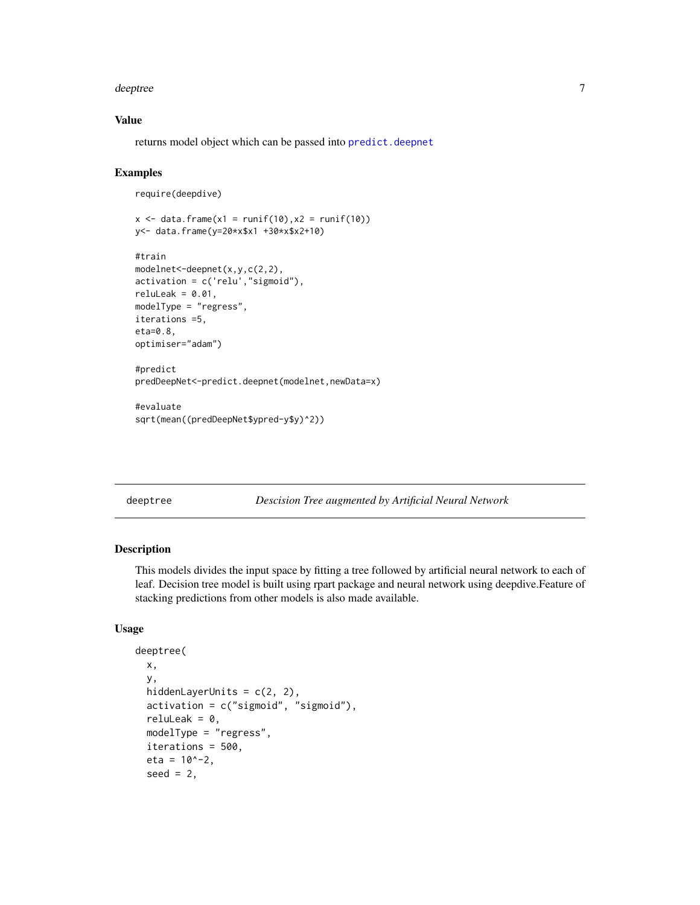### Value

returns model object which can be passed into `predict.deepnet`

### Examples

```
require(deepdive)

x <- data.frame(x1 = runif(10),x2 = runif(10))
y<- data.frame(y=20*x$x1 +30*x$x2+10)

#train
modelnet<-deepnet(x,y,c(2,2),
activation = c('relu',"sigmoid"),
reluLeak = 0.01,
modelType = "regress",
iterations =5,
eta=0.8,
optimiser="adam")

#predict
predDeepNet<-predict.deepnet(modelnet,newData=x)

#evaluate
sqrt(mean((predDeepNet$ypred-y$y)^2))
```

---

## deeptree — *Descision Tree augmented by Artificial Neural Network*

### Description

This models divides the input space by fitting a tree followed by artificial neural network to each of leaf. Decision tree model is built using rpart package and neural network using deepdive.Feature of stacking predictions from other models is also made available.

### Usage

```
deeptree(
  x,
  y,
  hiddenLayerUnits = c(2, 2),
  activation = c("sigmoid", "sigmoid"),
  reluLeak = 0,
  modelType = "regress",
  iterations = 500,
  eta = 10^-2,
  seed = 2,
```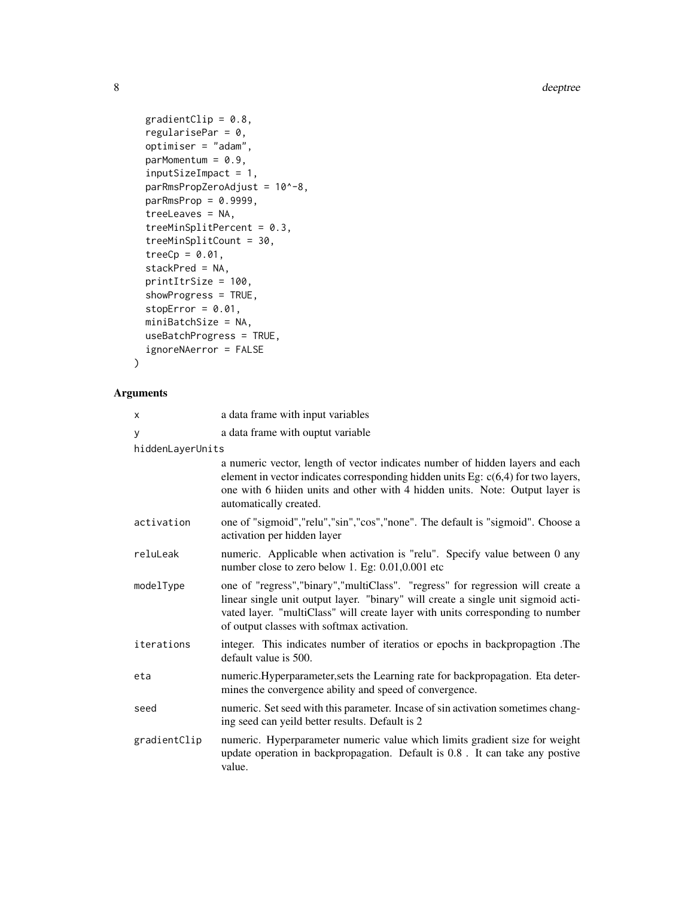```
  gradientClip = 0.8,
  regularisePar = 0,
  optimiser = "adam",
  parMomentum = 0.9,
  inputSizeImpact = 1,
  parRmsPropZeroAdjust = 10^-8,
  parRmsProp = 0.9999,
  treeLeaves = NA,
  treeMinSplitPercent = 0.3,
  treeMinSplitCount = 30,
  treeCp = 0.01,
  stackPred = NA,
  printItrSize = 100,
  showProgress = TRUE,
  stopError = 0.01,
  miniBatchSize = NA,
  useBatchProgress = TRUE,
  ignoreNAerror = FALSE
)
```

## Arguments

| Argument | Description |
|---|---|
| `x` | a data frame with input variables |
| `y` | a data frame with ouptut variable |
| `hiddenLayerUnits` | a numeric vector, length of vector indicates number of hidden layers and each element in vector indicates corresponding hidden units Eg: c(6,4) for two layers, one with 6 hiiden units and other with 4 hidden units. Note: Output layer is automatically created. |
| `activation` | one of "sigmoid","relu","sin","cos","none". The default is "sigmoid". Choose a activation per hidden layer |
| `reluLeak` | numeric. Applicable when activation is "relu". Specify value between 0 any number close to zero below 1. Eg: 0.01,0.001 etc |
| `modelType` | one of "regress","binary","multiClass". "regress" for regression will create a linear single unit output layer. "binary" will create a single unit sigmoid activated layer. "multiClass" will create layer with units corresponding to number of output classes with softmax activation. |
| `iterations` | integer. This indicates number of iteratios or epochs in backpropagtion .The default value is 500. |
| `eta` | numeric.Hyperparameter,sets the Learning rate for backpropagation. Eta determines the convergence ability and speed of convergence. |
| `seed` | numeric. Set seed with this parameter. Incase of sin activation sometimes changing seed can yeild better results. Default is 2 |
| `gradientClip` | numeric. Hyperparameter numeric value which limits gradient size for weight update operation in backpropagation. Default is 0.8 . It can take any postive value. |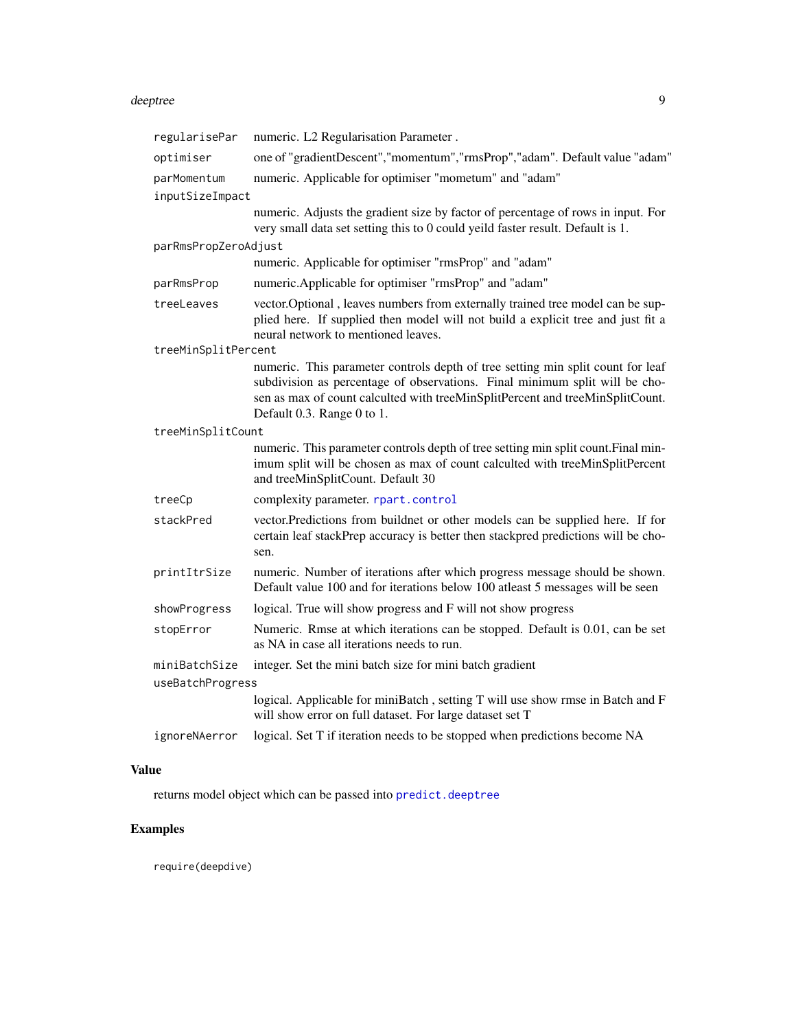| | |
|---|---|
| `regularisePar` | numeric. L2 Regularisation Parameter . |
| `optimiser` | one of "gradientDescent","momentum","rmsProp","adam". Default value "adam" |
| `parMomentum` | numeric. Applicable for optimiser "mometum" and "adam" |
| `inputSizeImpact` | numeric. Adjusts the gradient size by factor of percentage of rows in input. For very small data set setting this to 0 could yeild faster result. Default is 1. |
| `parRmsPropZeroAdjust` | numeric. Applicable for optimiser "rmsProp" and "adam" |
| `parRmsProp` | numeric.Applicable for optimiser "rmsProp" and "adam" |
| `treeLeaves` | vector.Optional , leaves numbers from externally trained tree model can be supplied here. If supplied then model will not build a explicit tree and just fit a neural network to mentioned leaves. |
| `treeMinSplitPercent` | numeric. This parameter controls depth of tree setting min split count for leaf subdivision as percentage of observations. Final minimum split will be chosen as max of count calculted with treeMinSplitPercent and treeMinSplitCount. Default 0.3. Range 0 to 1. |
| `treeMinSplitCount` | numeric. This parameter controls depth of tree setting min split count.Final minimum split will be chosen as max of count calculted with treeMinSplitPercent and treeMinSplitCount. Default 30 |
| `treeCp` | complexity parameter. `rpart.control` |
| `stackPred` | vector.Predictions from buildnet or other models can be supplied here. If for certain leaf stackPrep accuracy is better then stackpred predictions will be chosen. |
| `printItrSize` | numeric. Number of iterations after which progress message should be shown. Default value 100 and for iterations below 100 atleast 5 messages will be seen |
| `showProgress` | logical. True will show progress and F will not show progress |
| `stopError` | Numeric. Rmse at which iterations can be stopped. Default is 0.01, can be set as NA in case all iterations needs to run. |
| `miniBatchSize` | integer. Set the mini batch size for mini batch gradient |
| `useBatchProgress` | logical. Applicable for miniBatch , setting T will use show rmse in Batch and F will show error on full dataset. For large dataset set T |
| `ignoreNAerror` | logical. Set T if iteration needs to be stopped when predictions become NA |

## Value

returns model object which can be passed into `predict.deeptree`

## Examples

```
require(deepdive)
```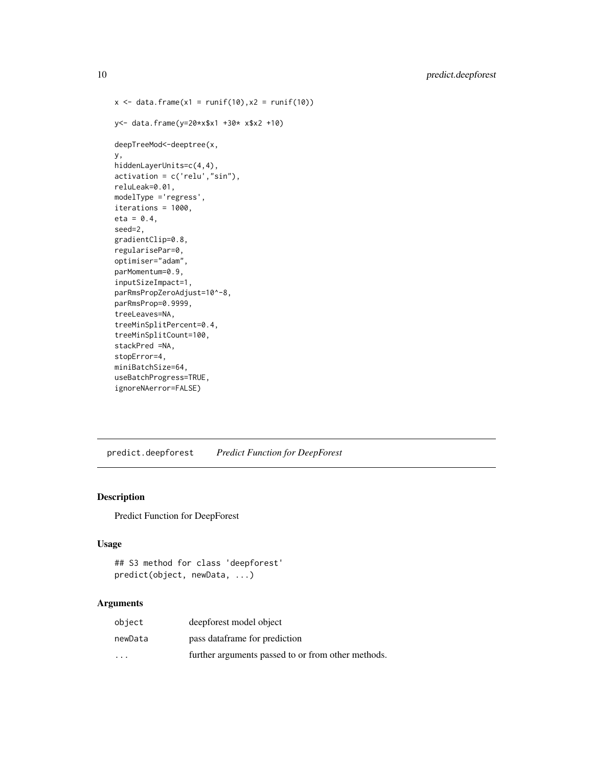```
x <- data.frame(x1 = runif(10),x2 = runif(10))

y<- data.frame(y=20*x$x1 +30* x$x2 +10)

deepTreeMod<-deeptree(x,
y,
hiddenLayerUnits=c(4,4),
activation = c('relu',"sin"),
reluLeak=0.01,
modelType ='regress',
iterations = 1000,
eta = 0.4,
seed=2,
gradientClip=0.8,
regularisePar=0,
optimiser="adam",
parMomentum=0.9,
inputSizeImpact=1,
parRmsPropZeroAdjust=10^-8,
parRmsProp=0.9999,
treeLeaves=NA,
treeMinSplitPercent=0.4,
treeMinSplitCount=100,
stackPred =NA,
stopError=4,
miniBatchSize=64,
useBatchProgress=TRUE,
ignoreNAerror=FALSE)
```

## predict.deepforest *Predict Function for DeepForest*

### Description

Predict Function for DeepForest

### Usage

```
## S3 method for class 'deepforest'
predict(object, newData, ...)
```

### Arguments

| | |
|---|---|
| `object` | deepforest model object |
| `newData` | pass dataframe for prediction |
| `...` | further arguments passed to or from other methods. |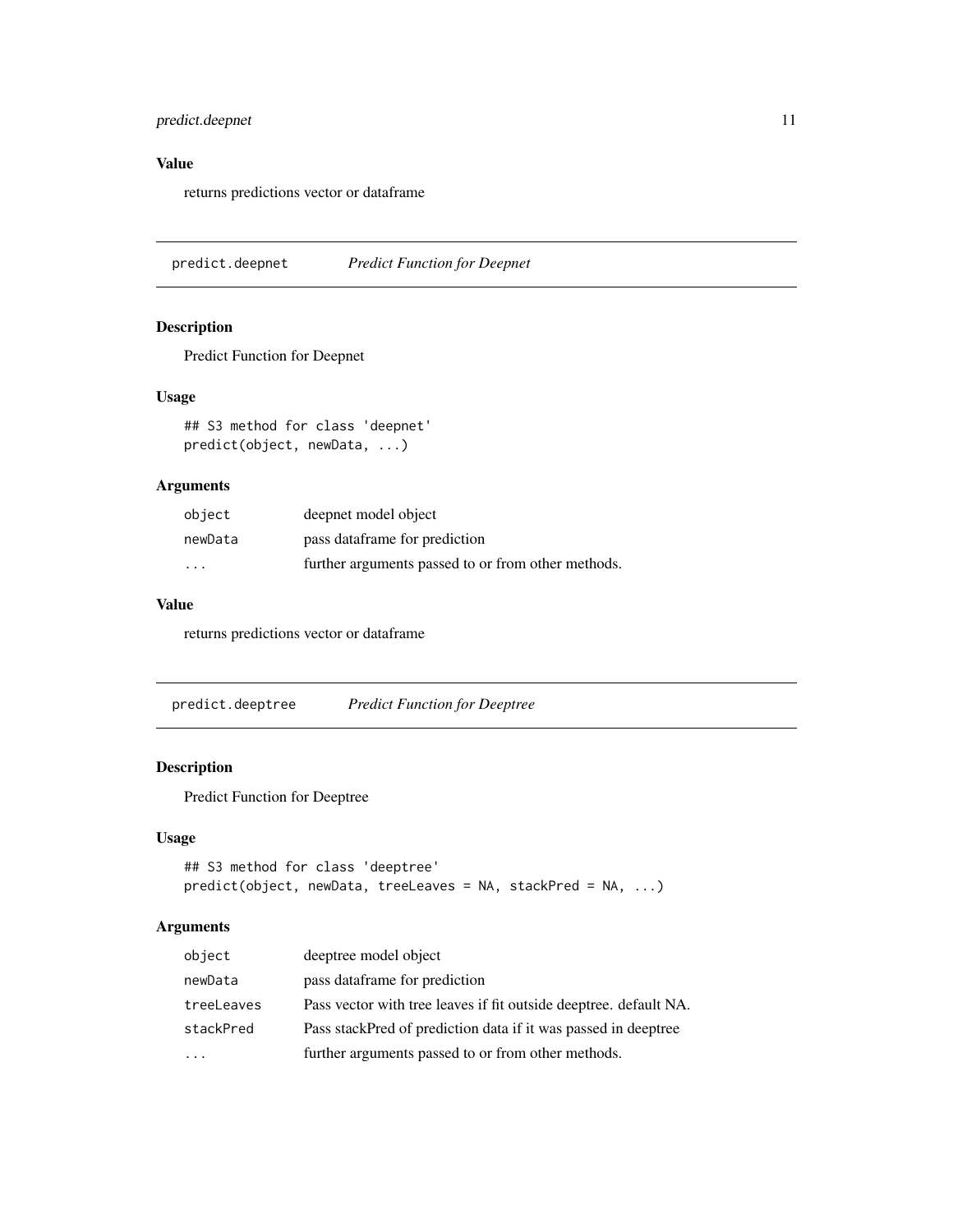### Value

returns predictions vector or dataframe

## predict.deepnet — *Predict Function for Deepnet*

### Description

Predict Function for Deepnet

### Usage

```
## S3 method for class 'deepnet'
predict(object, newData, ...)
```

### Arguments

| | |
|---|---|
| `object` | deepnet model object |
| `newData` | pass dataframe for prediction |
| `...` | further arguments passed to or from other methods. |

### Value

returns predictions vector or dataframe

## predict.deeptree — *Predict Function for Deeptree*

### Description

Predict Function for Deeptree

### Usage

```
## S3 method for class 'deeptree'
predict(object, newData, treeLeaves = NA, stackPred = NA, ...)
```

### Arguments

| | |
|---|---|
| `object` | deeptree model object |
| `newData` | pass dataframe for prediction |
| `treeLeaves` | Pass vector with tree leaves if fit outside deeptree. default NA. |
| `stackPred` | Pass stackPred of prediction data if it was passed in deeptree |
| `...` | further arguments passed to or from other methods. |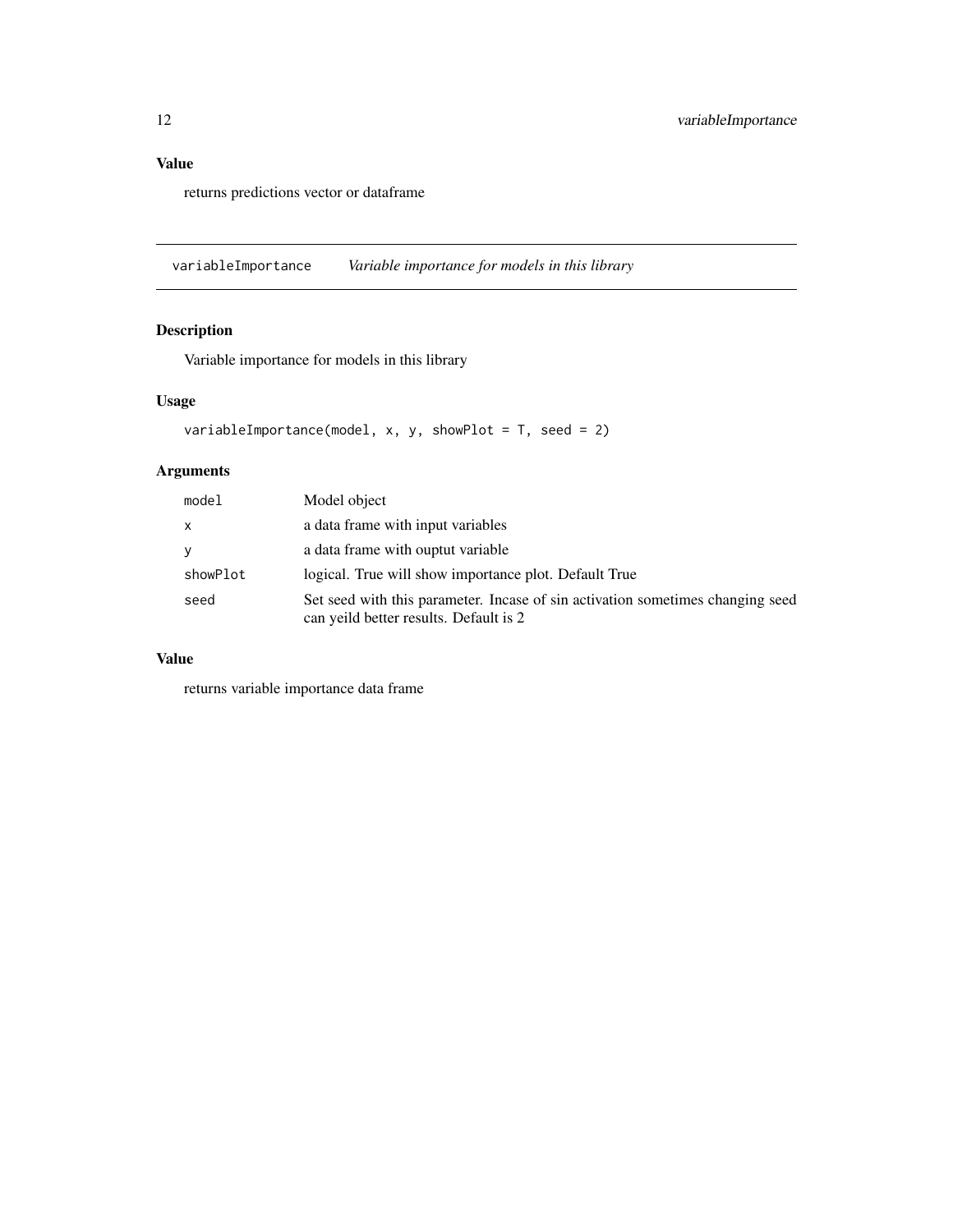### Value

returns predictions vector or dataframe

---

## variableImportance *Variable importance for models in this library*

### Description

Variable importance for models in this library

### Usage

```
variableImportance(model, x, y, showPlot = T, seed = 2)
```

### Arguments

| | |
|---|---|
| `model` | Model object |
| `x` | a data frame with input variables |
| `y` | a data frame with ouptut variable |
| `showPlot` | logical. True will show importance plot. Default True |
| `seed` | Set seed with this parameter. Incase of sin activation sometimes changing seed can yeild better results. Default is 2 |

### Value

returns variable importance data frame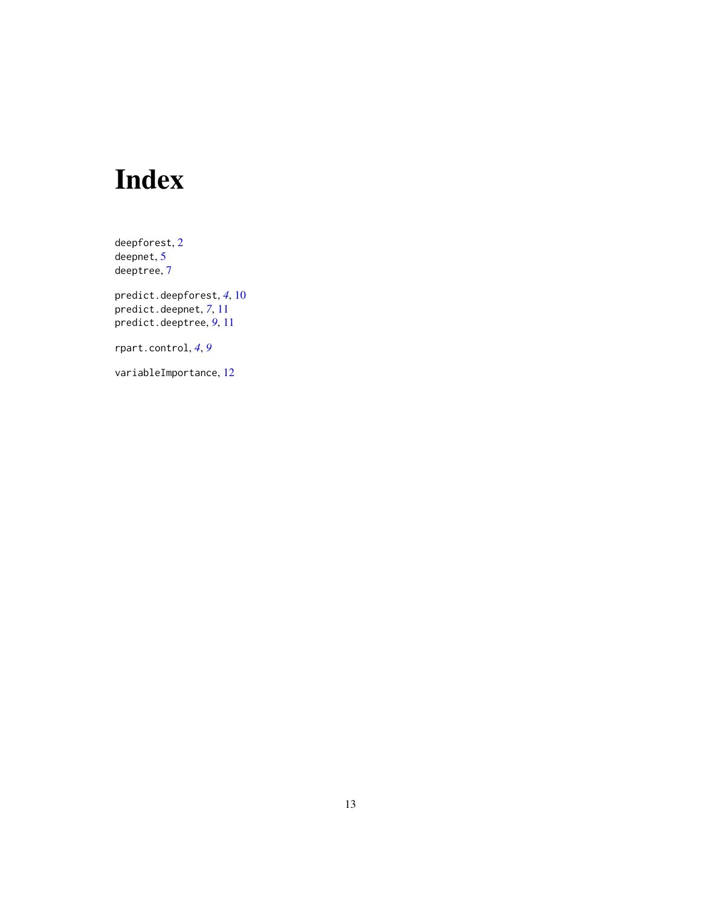# Index

deepforest, 2
deepnet, 5
deeptree, 7

predict.deepforest, *4*, 10
predict.deepnet, *7*, 11
predict.deeptree, *9*, 11

rpart.control, *4*, *9*

variableImportance, 12